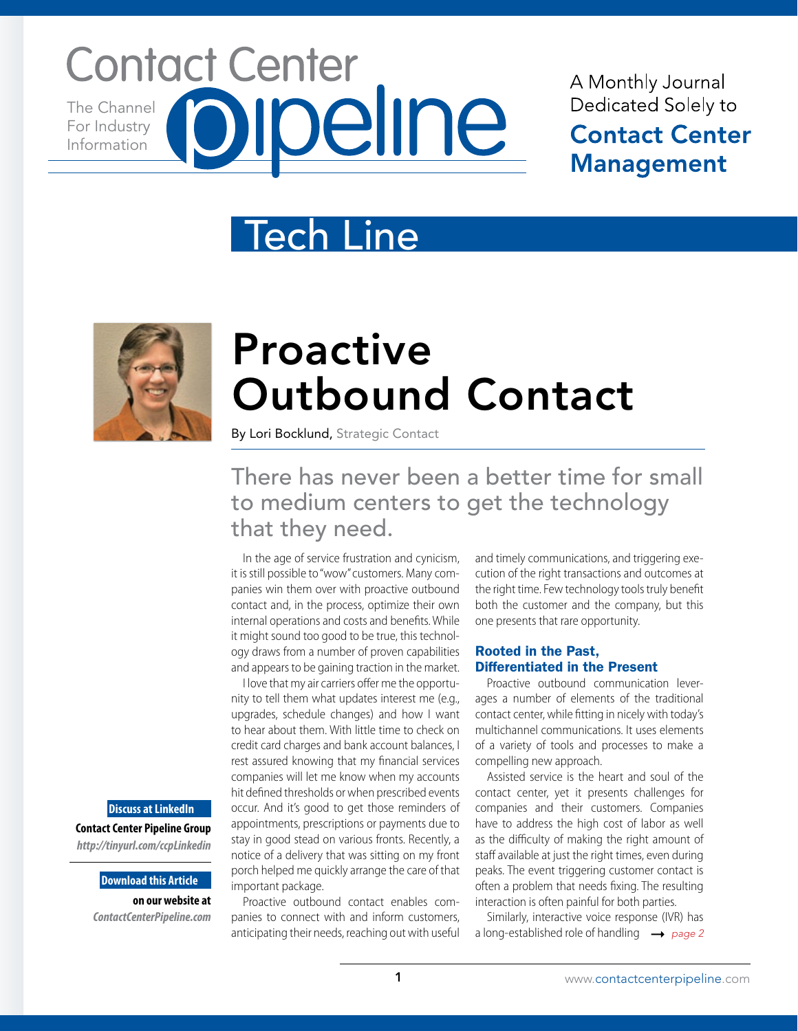# Contact Center Pipeline

The Channel For Industry Information

A Monthly Journal Dedicated Solely to **Contact Center Management**

## Tech Line

# Proactive Outbound Contact

By Lori Bocklund, Strategic Contact

### There has never been a better time for small to medium centers to get the technology that they need.

In the age of service frustration and cynicism, it is still possible to "wow" customers. Many companies win them over with proactive outbound contact and, in the process, optimize their own internal operations and costs and benefits. While it might sound too good to be true, this technology draws from a number of proven capabilities and appears to be gaining traction in the market.

I love that my air carriers offer me the opportunity to tell them what updates interest me (e.g., upgrades, schedule changes) and how I want to hear about them. With little time to check on credit card charges and bank account balances, I rest assured knowing that my financial services companies will let me know when my accounts hit defined thresholds or when prescribed events occur. And it's good to get those reminders of appointments, prescriptions or payments due to stay in good stead on various fronts. Recently, a notice of a delivery that was sitting on my front porch helped me quickly arrange the care of that important package.

Proactive outbound contact enables companies to connect with and inform customers, anticipating their needs, reaching out with useful and timely communications, and triggering execution of the right transactions and outcomes at the right time. Few technology tools truly benefit both the customer and the company, but this one presents that rare opportunity.

**Discuss at LinkedIn**
**Contact Center Pipeline Group**
***http://tinyurl.com/ccpLinkedin***

**Download this Article**
**on our website at**
***ContactCenterPipeline.com***

### Rooted in the Past, Differentiated in the Present

Proactive outbound communication leverages a number of elements of the traditional contact center, while fitting in nicely with today's multichannel communications. It uses elements of a variety of tools and processes to make a compelling new approach.

Assisted service is the heart and soul of the contact center, yet it presents challenges for companies and their customers. Companies have to address the high cost of labor as well as the difficulty of making the right amount of staff available at just the right times, even during peaks. The event triggering customer contact is often a problem that needs fixing. The resulting interaction is often painful for both parties.

Similarly, interactive voice response (IVR) has a long-established role of handling → *page 2*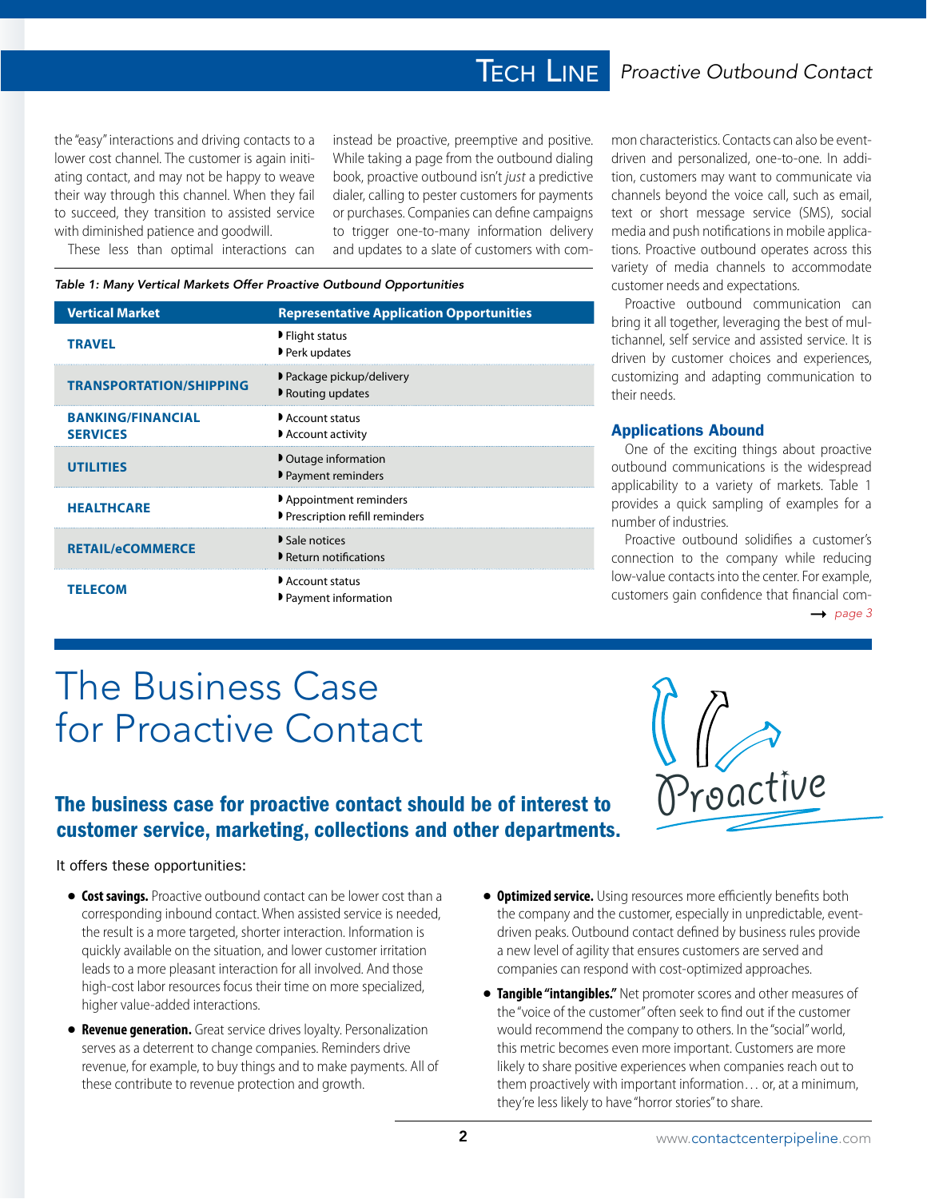the "easy" interactions and driving contacts to a lower cost channel. The customer is again initiating contact, and may not be happy to weave their way through this channel. When they fail to succeed, they transition to assisted service with diminished patience and goodwill.

These less than optimal interactions can instead be proactive, preemptive and positive. While taking a page from the outbound dialing book, proactive outbound isn't *just* a predictive dialer, calling to pester customers for payments or purchases. Companies can define campaigns to trigger one-to-many information delivery and updates to a slate of customers with common characteristics. Contacts can also be event-driven and personalized, one-to-one. In addition, customers may want to communicate via channels beyond the voice call, such as email, text or short message service (SMS), social media and push notifications in mobile applications. Proactive outbound operates across this variety of media channels to accommodate customer needs and expectations.

Proactive outbound communication can bring it all together, leveraging the best of multichannel, self service and assisted service. It is driven by customer choices and experiences, customizing and adapting communication to their needs.

*Table 1: Many Vertical Markets Offer Proactive Outbound Opportunities*

| Vertical Market | Representative Application Opportunities |
| --- | --- |
| **TRAVEL** | Flight status<br>Perk updates |
| **TRANSPORTATION/SHIPPING** | Package pickup/delivery<br>Routing updates |
| **BANKING/FINANCIAL SERVICES** | Account status<br>Account activity |
| **UTILITIES** | Outage information<br>Payment reminders |
| **HEALTHCARE** | Appointment reminders<br>Prescription refill reminders |
| **RETAIL/eCOMMERCE** | Sale notices<br>Return notifications |
| **TELECOM** | Account status<br>Payment information |

## Applications Abound

One of the exciting things about proactive outbound communications is the widespread applicability to a variety of markets. Table 1 provides a quick sampling of examples for a number of industries.

Proactive outbound solidifies a customer's connection to the company while reducing low-value contacts into the center. For example, customers gain confidence that financial com-

→ *page 3*

# The Business Case for Proactive Contact

**The business case for proactive contact should be of interest to customer service, marketing, collections and other departments.**

It offers these opportunities:

- **Cost savings.** Proactive outbound contact can be lower cost than a corresponding inbound contact. When assisted service is needed, the result is a more targeted, shorter interaction. Information is quickly available on the situation, and lower customer irritation leads to a more pleasant interaction for all involved. And those high-cost labor resources focus their time on more specialized, higher value-added interactions.
- **Revenue generation.** Great service drives loyalty. Personalization serves as a deterrent to change companies. Reminders drive revenue, for example, to buy things and to make payments. All of these contribute to revenue protection and growth.
- **Optimized service.** Using resources more efficiently benefits both the company and the customer, especially in unpredictable, event-driven peaks. Outbound contact defined by business rules provide a new level of agility that ensures customers are served and companies can respond with cost-optimized approaches.
- **Tangible "intangibles."** Net promoter scores and other measures of the "voice of the customer" often seek to find out if the customer would recommend the company to others. In the "social" world, this metric becomes even more important. Customers are more likely to share positive experiences when companies reach out to them proactively with important information… or, at a minimum, they're less likely to have "horror stories" to share.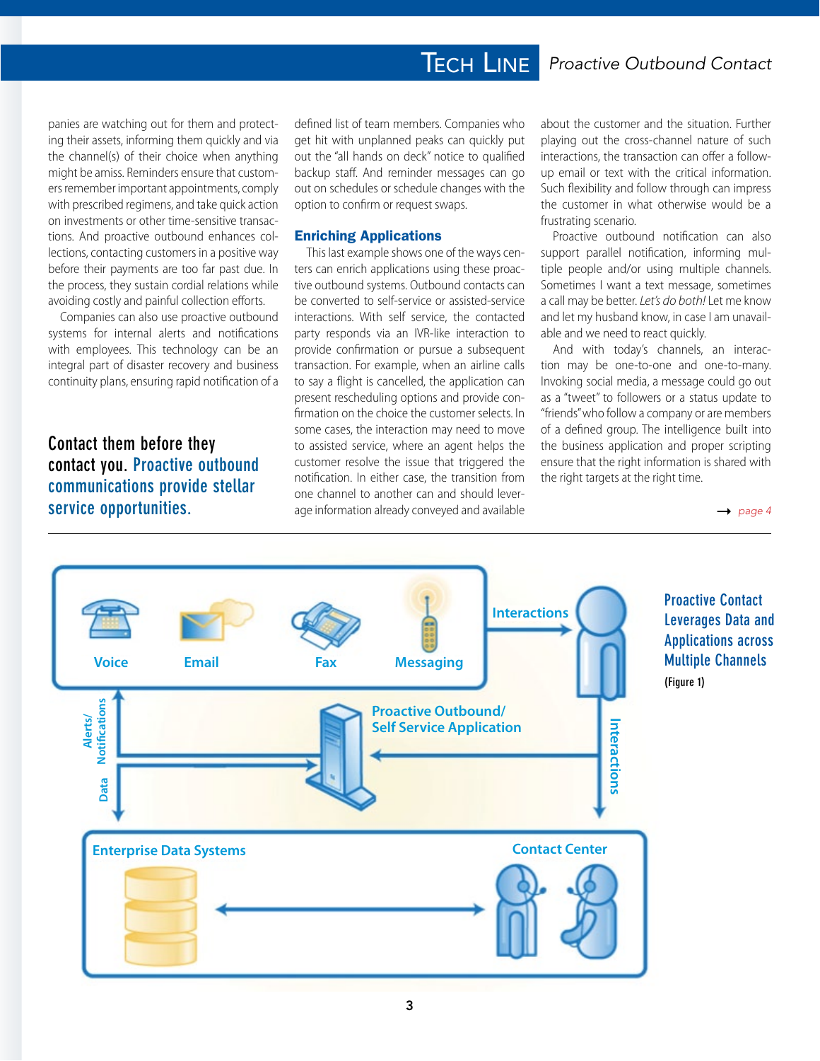panies are watching out for them and protecting their assets, informing them quickly and via the channel(s) of their choice when anything might be amiss. Reminders ensure that customers remember important appointments, comply with prescribed regimens, and take quick action on investments or other time-sensitive transactions. And proactive outbound enhances collections, contacting customers in a positive way before their payments are too far past due. In the process, they sustain cordial relations while avoiding costly and painful collection efforts.

Companies can also use proactive outbound systems for internal alerts and notifications with employees. This technology can be an integral part of disaster recovery and business continuity plans, ensuring rapid notification of a defined list of team members. Companies who get hit with unplanned peaks can quickly put out the "all hands on deck" notice to qualified backup staff. And reminder messages can go out on schedules or schedule changes with the option to confirm or request swaps.

**Contact them before they contact you. Proactive outbound communications provide stellar service opportunities.**

## Enriching Applications

This last example shows one of the ways centers can enrich applications using these proactive outbound systems. Outbound contacts can be converted to self-service or assisted-service interactions. With self service, the contacted party responds via an IVR-like interaction to provide confirmation or pursue a subsequent transaction. For example, when an airline calls to say a flight is cancelled, the application can present rescheduling options and provide confirmation on the choice the customer selects. In some cases, the interaction may need to move to assisted service, where an agent helps the customer resolve the issue that triggered the notification. In either case, the transition from one channel to another can and should leverage information already conveyed and available about the customer and the situation. Further playing out the cross-channel nature of such interactions, the transaction can offer a follow-up email or text with the critical information. Such flexibility and follow through can impress the customer in what otherwise would be a frustrating scenario.

Proactive outbound notification can also support parallel notification, informing multiple people and/or using multiple channels. Sometimes I want a text message, sometimes a call may be better. *Let's do both!* Let me know and let my husband know, in case I am unavailable and we need to react quickly.

And with today's channels, an interaction may be one-to-one and one-to-many. Invoking social media, a message could go out as a "tweet" to followers or a status update to "friends" who follow a company or are members of a defined group. The intelligence built into the business application and proper scripting ensure that the right information is shared with the right targets at the right time.

→ *page 4*

**Proactive Contact Leverages Data and Applications across Multiple Channels**

**(Figure 1)**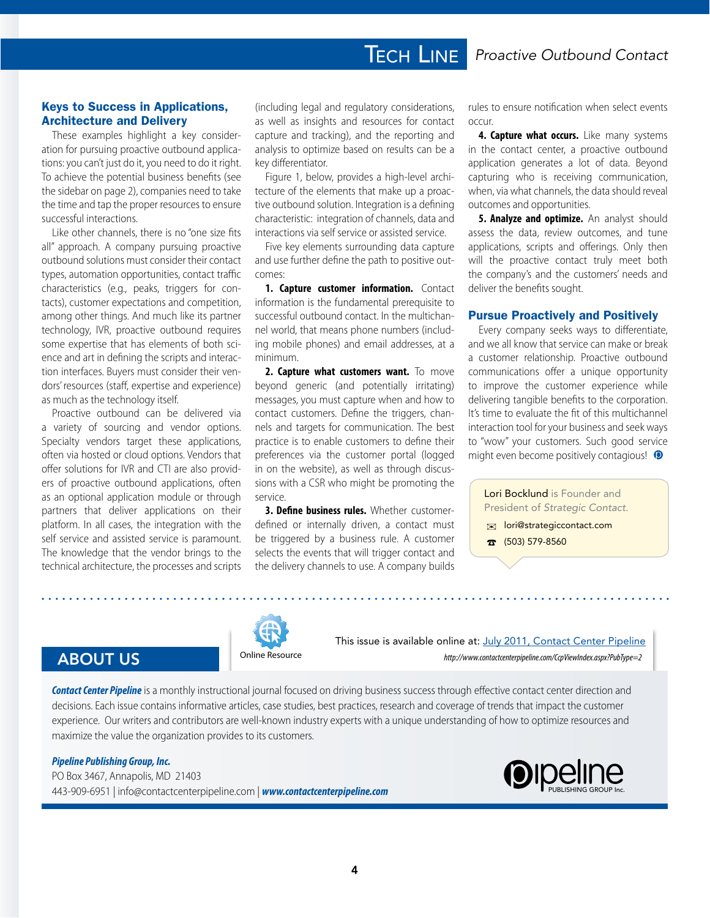## Keys to Success in Applications, Architecture and Delivery

These examples highlight a key consideration for pursuing proactive outbound applications: you can't just do it, you need to do it right. To achieve the potential business benefits (see the sidebar on page 2), companies need to take the time and tap the proper resources to ensure successful interactions.

Like other channels, there is no "one size fits all" approach. A company pursuing proactive outbound solutions must consider their contact types, automation opportunities, contact traffic characteristics (e.g., peaks, triggers for contacts), customer expectations and competition, among other things. And much like its partner technology, IVR, proactive outbound requires some expertise that has elements of both science and art in defining the scripts and interaction interfaces. Buyers must consider their vendors' resources (staff, expertise and experience) as much as the technology itself.

Proactive outbound can be delivered via a variety of sourcing and vendor options. Specialty vendors target these applications, often via hosted or cloud options. Vendors that offer solutions for IVR and CTI are also providers of proactive outbound applications, often as an optional application module or through partners that deliver applications on their platform. In all cases, the integration with the self service and assisted service is paramount. The knowledge that the vendor brings to the technical architecture, the processes and scripts (including legal and regulatory considerations, as well as insights and resources for contact capture and tracking), and the reporting and analysis to optimize based on results can be a key differentiator.

Figure 1, below, provides a high-level architecture of the elements that make up a proactive outbound solution. Integration is a defining characteristic: integration of channels, data and interactions via self service or assisted service.

Five key elements surrounding data capture and use further define the path to positive outcomes:

**1. Capture customer information.** Contact information is the fundamental prerequisite to successful outbound contact. In the multichannel world, that means phone numbers (including mobile phones) and email addresses, at a minimum.

**2. Capture what customers want.** To move beyond generic (and potentially irritating) messages, you must capture when and how to contact customers. Define the triggers, channels and targets for communication. The best practice is to enable customers to define their preferences via the customer portal (logged in on the website), as well as through discussions with a CSR who might be promoting the service.

**3. Define business rules.** Whether customer-defined or internally driven, a contact must be triggered by a business rule. A customer selects the events that will trigger contact and the delivery channels to use. A company builds rules to ensure notification when select events occur.

**4. Capture what occurs.** Like many systems in the contact center, a proactive outbound application generates a lot of data. Beyond capturing who is receiving communication, when, via what channels, the data should reveal outcomes and opportunities.

**5. Analyze and optimize.** An analyst should assess the data, review outcomes, and tune applications, scripts and offerings. Only then will the proactive contact truly meet both the company's and the customers' needs and deliver the benefits sought.

## Pursue Proactively and Positively

Every company seeks ways to differentiate, and we all know that service can make or break a customer relationship. Proactive outbound communications offer a unique opportunity to improve the customer experience while delivering tangible benefits to the corporation. It's time to evaluate the fit of this multichannel interaction tool for your business and seek ways to "wow" your customers. Such good service might even become positively contagious!

Lori Bocklund is Founder and President of *Strategic Contact.*

lori@strategiccontact.com

(503) 579-8560

## ABOUT US

Online Resource

This issue is available online at: July 2011, Contact Center Pipeline

*http://www.contactcenterpipeline.com/CcpViewIndex.aspx?PubType=2*

***Contact Center Pipeline*** is a monthly instructional journal focused on driving business success through effective contact center direction and decisions. Each issue contains informative articles, case studies, best practices, research and coverage of trends that impact the customer experience. Our writers and contributors are well-known industry experts with a unique understanding of how to optimize resources and maximize the value the organization provides to its customers.

***Pipeline Publishing Group, Inc.***
PO Box 3467, Annapolis, MD 21403
443-909-6951 | info@contactcenterpipeline.com | ***www.contactcenterpipeline.com***

pipeline PUBLISHING GROUP Inc.